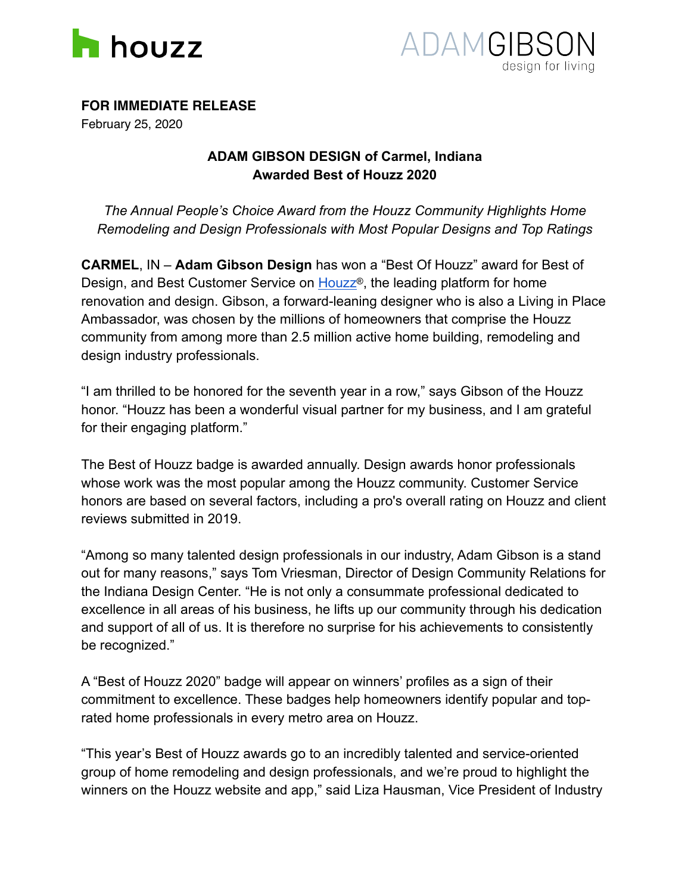houzz

ADAMGIBSON
design for living

**FOR IMMEDIATE RELEASE**
February 25, 2020

## ADAM GIBSON DESIGN of Carmel, Indiana Awarded Best of Houzz 2020

*The Annual People's Choice Award from the Houzz Community Highlights Home Remodeling and Design Professionals with Most Popular Designs and Top Ratings*

**CARMEL**, IN – **Adam Gibson Design** has won a "Best Of Houzz" award for Best of Design, and Best Customer Service on Houzz®, the leading platform for home renovation and design. Gibson, a forward-leaning designer who is also a Living in Place Ambassador, was chosen by the millions of homeowners that comprise the Houzz community from among more than 2.5 million active home building, remodeling and design industry professionals.

"I am thrilled to be honored for the seventh year in a row," says Gibson of the Houzz honor. "Houzz has been a wonderful visual partner for my business, and I am grateful for their engaging platform."

The Best of Houzz badge is awarded annually. Design awards honor professionals whose work was the most popular among the Houzz community. Customer Service honors are based on several factors, including a pro's overall rating on Houzz and client reviews submitted in 2019.

"Among so many talented design professionals in our industry, Adam Gibson is a stand out for many reasons," says Tom Vriesman, Director of Design Community Relations for the Indiana Design Center. "He is not only a consummate professional dedicated to excellence in all areas of his business, he lifts up our community through his dedication and support of all of us. It is therefore no surprise for his achievements to consistently be recognized."

A "Best of Houzz 2020" badge will appear on winners' profiles as a sign of their commitment to excellence. These badges help homeowners identify popular and top-rated home professionals in every metro area on Houzz.

"This year's Best of Houzz awards go to an incredibly talented and service-oriented group of home remodeling and design professionals, and we're proud to highlight the winners on the Houzz website and app," said Liza Hausman, Vice President of Industry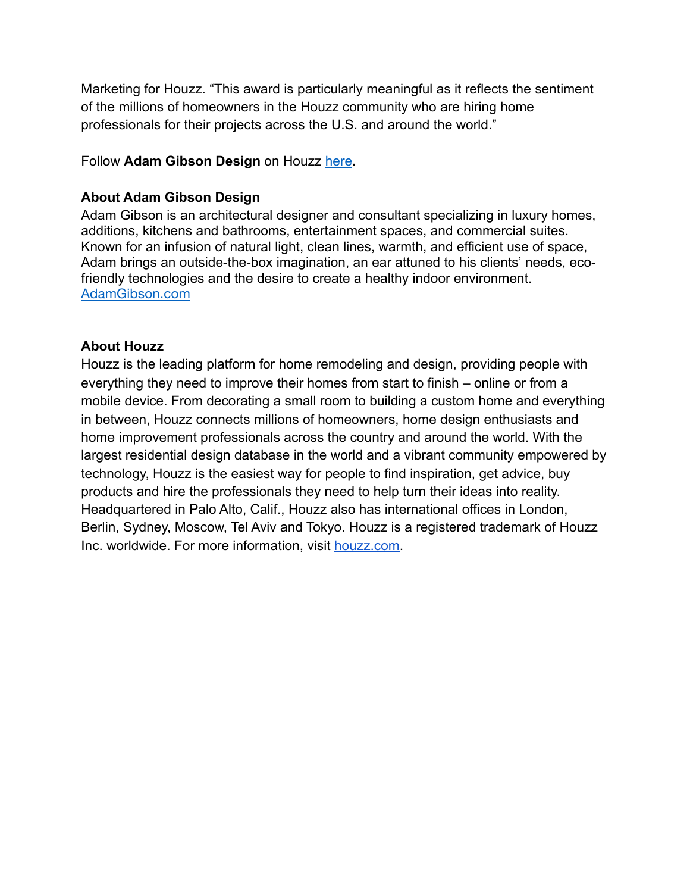Marketing for Houzz. “This award is particularly meaningful as it reflects the sentiment of the millions of homeowners in the Houzz community who are hiring home professionals for their projects across the U.S. and around the world.”

Follow **Adam Gibson Design** on Houzz here**.**

**About Adam Gibson Design**
Adam Gibson is an architectural designer and consultant specializing in luxury homes, additions, kitchens and bathrooms, entertainment spaces, and commercial suites. Known for an infusion of natural light, clean lines, warmth, and efficient use of space, Adam brings an outside-the-box imagination, an ear attuned to his clients’ needs, eco-friendly technologies and the desire to create a healthy indoor environment.
AdamGibson.com

**About Houzz**
Houzz is the leading platform for home remodeling and design, providing people with everything they need to improve their homes from start to finish – online or from a mobile device. From decorating a small room to building a custom home and everything in between, Houzz connects millions of homeowners, home design enthusiasts and home improvement professionals across the country and around the world. With the largest residential design database in the world and a vibrant community empowered by technology, Houzz is the easiest way for people to find inspiration, get advice, buy products and hire the professionals they need to help turn their ideas into reality. Headquartered in Palo Alto, Calif., Houzz also has international offices in London, Berlin, Sydney, Moscow, Tel Aviv and Tokyo. Houzz is a registered trademark of Houzz Inc. worldwide. For more information, visit houzz.com.